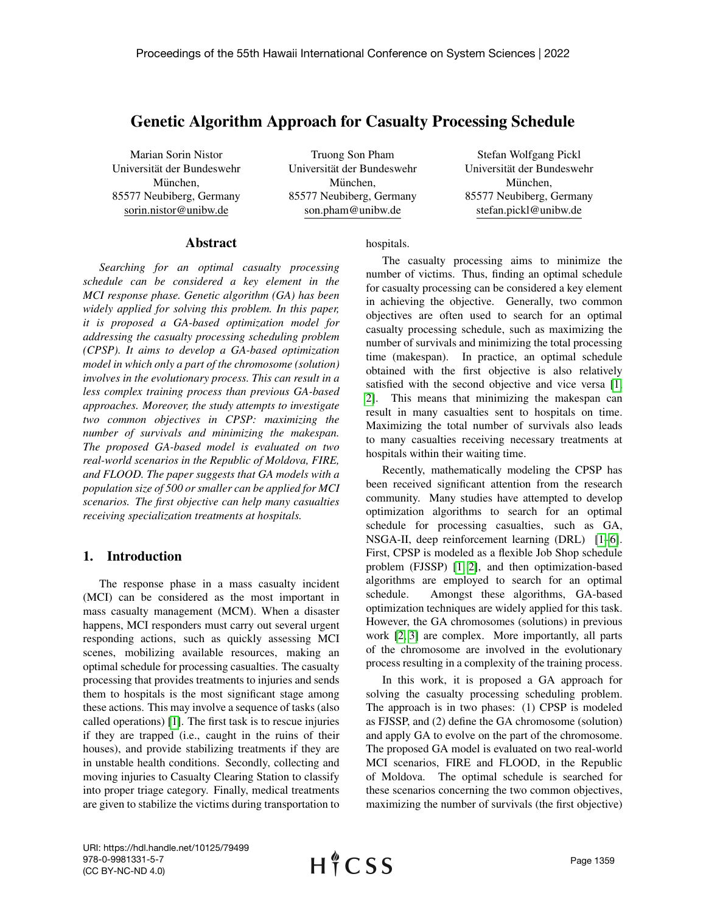# Genetic Algorithm Approach for Casualty Processing Schedule

Marian Sorin Nistor
Universität der Bundeswehr München,
85577 Neubiberg, Germany
sorin.nistor@unibw.de

Truong Son Pham
Universität der Bundeswehr München,
85577 Neubiberg, Germany
son.pham@unibw.de

Stefan Wolfgang Pickl
Universität der Bundeswehr München,
85577 Neubiberg, Germany
stefan.pickl@unibw.de

## Abstract

*Searching for an optimal casualty processing schedule can be considered a key element in the MCI response phase. Genetic algorithm (GA) has been widely applied for solving this problem. In this paper, it is proposed a GA-based optimization model for addressing the casualty processing scheduling problem (CPSP). It aims to develop a GA-based optimization model in which only a part of the chromosome (solution) involves in the evolutionary process. This can result in a less complex training process than previous GA-based approaches. Moreover, the study attempts to investigate two common objectives in CPSP: maximizing the number of survivals and minimizing the makespan. The proposed GA-based model is evaluated on two real-world scenarios in the Republic of Moldova, FIRE, and FLOOD. The paper suggests that GA models with a population size of 500 or smaller can be applied for MCI scenarios. The first objective can help many casualties receiving specialization treatments at hospitals.*

## 1. Introduction

The response phase in a mass casualty incident (MCI) can be considered as the most important in mass casualty management (MCM). When a disaster happens, MCI responders must carry out several urgent responding actions, such as quickly assessing MCI scenes, mobilizing available resources, making an optimal schedule for processing casualties. The casualty processing that provides treatments to injuries and sends them to hospitals is the most significant stage among these actions. This may involve a sequence of tasks (also called operations) [1]. The first task is to rescue injuries if they are trapped (i.e., caught in the ruins of their houses), and provide stabilizing treatments if they are in unstable health conditions. Secondly, collecting and moving injuries to Casualty Clearing Station to classify into proper triage category. Finally, medical treatments are given to stabilize the victims during transportation to hospitals.

The casualty processing aims to minimize the number of victims. Thus, finding an optimal schedule for casualty processing can be considered a key element in achieving the objective. Generally, two common objectives are often used to search for an optimal casualty processing schedule, such as maximizing the number of survivals and minimizing the total processing time (makespan). In practice, an optimal schedule obtained with the first objective is also relatively satisfied with the second objective and vice versa [1, 2]. This means that minimizing the makespan can result in many casualties sent to hospitals on time. Maximizing the total number of survivals also leads to many casualties receiving necessary treatments at hospitals within their waiting time.

Recently, mathematically modeling the CPSP has been received significant attention from the research community. Many studies have attempted to develop optimization algorithms to search for an optimal schedule for processing casualties, such as GA, NSGA-II, deep reinforcement learning (DRL) [1–6]. First, CPSP is modeled as a flexible Job Shop schedule problem (FJSSP) [1, 2], and then optimization-based algorithms are employed to search for an optimal schedule. Amongst these algorithms, GA-based optimization techniques are widely applied for this task. However, the GA chromosomes (solutions) in previous work [2, 3] are complex. More importantly, all parts of the chromosome are involved in the evolutionary process resulting in a complexity of the training process.

In this work, it is proposed a GA approach for solving the casualty processing scheduling problem. The approach is in two phases: (1) CPSP is modeled as FJSSP, and (2) define the GA chromosome (solution) and apply GA to evolve on the part of the chromosome. The proposed GA model is evaluated on two real-world MCI scenarios, FIRE and FLOOD, in the Republic of Moldova. The optimal schedule is searched for these scenarios concerning the two common objectives, maximizing the number of survivals (the first objective)

URI: https://hdl.handle.net/10125/79499
978-0-9981331-5-7
(CC BY-NC-ND 4.0)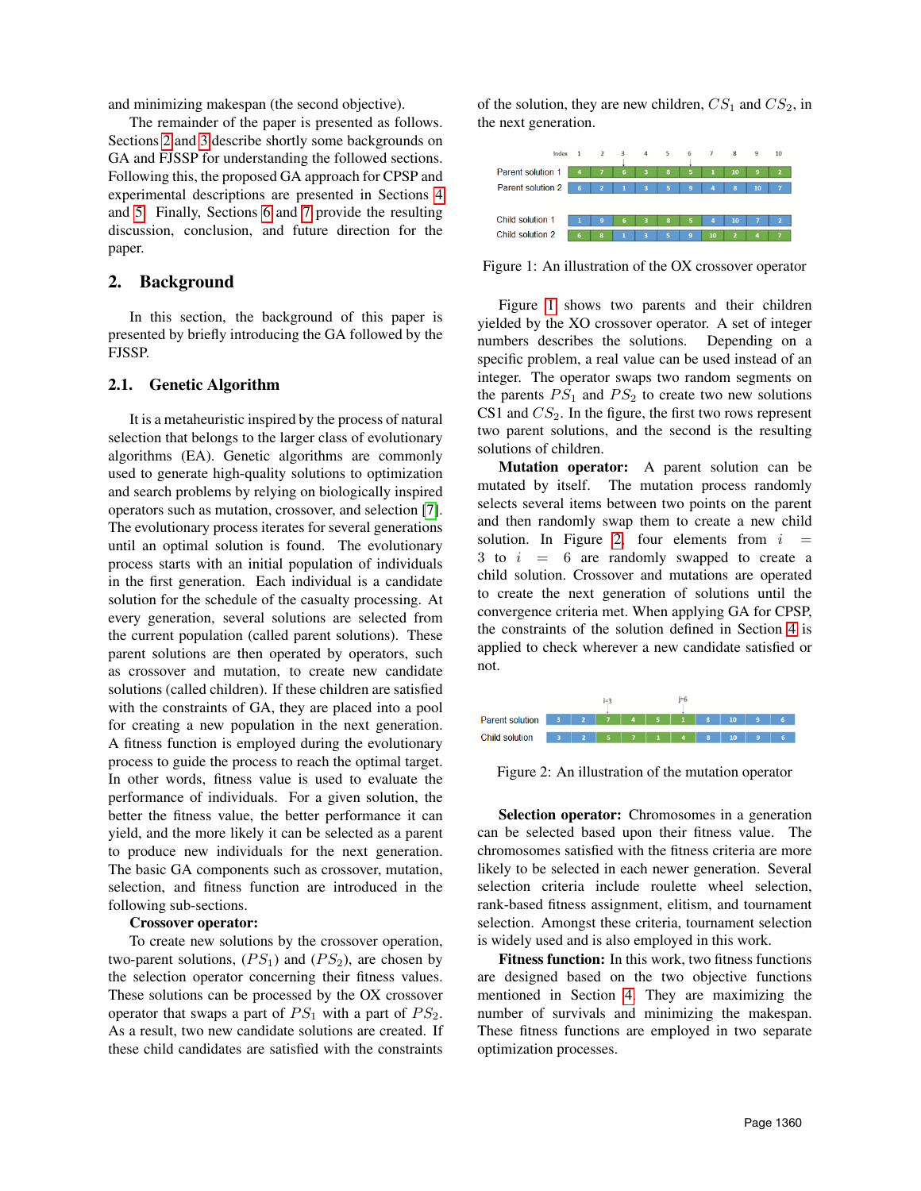and minimizing makespan (the second objective).

The remainder of the paper is presented as follows. Sections 2 and 3 describe shortly some backgrounds on GA and FJSSP for understanding the followed sections. Following this, the proposed GA approach for CPSP and experimental descriptions are presented in Sections 4 and 5. Finally, Sections 6 and 7 provide the resulting discussion, conclusion, and future direction for the paper.

## 2. Background

In this section, the background of this paper is presented by briefly introducing the GA followed by the FJSSP.

### 2.1. Genetic Algorithm

It is a metaheuristic inspired by the process of natural selection that belongs to the larger class of evolutionary algorithms (EA). Genetic algorithms are commonly used to generate high-quality solutions to optimization and search problems by relying on biologically inspired operators such as mutation, crossover, and selection [7]. The evolutionary process iterates for several generations until an optimal solution is found. The evolutionary process starts with an initial population of individuals in the first generation. Each individual is a candidate solution for the schedule of the casualty processing. At every generation, several solutions are selected from the current population (called parent solutions). These parent solutions are then operated by operators, such as crossover and mutation, to create new candidate solutions (called children). If these children are satisfied with the constraints of GA, they are placed into a pool for creating a new population in the next generation. A fitness function is employed during the evolutionary process to guide the process to reach the optimal target. In other words, fitness value is used to evaluate the performance of individuals. For a given solution, the better the fitness value, the better performance it can yield, and the more likely it can be selected as a parent to produce new individuals for the next generation. The basic GA components such as crossover, mutation, selection, and fitness function are introduced in the following sub-sections.

**Crossover operator:**

To create new solutions by the crossover operation, two-parent solutions, ($PS_1$) and ($PS_2$), are chosen by the selection operator concerning their fitness values. These solutions can be processed by the OX crossover operator that swaps a part of $PS_1$ with a part of $PS_2$. As a result, two new candidate solutions are created. If these child candidates are satisfied with the constraints of the solution, they are new children, $CS_1$ and $CS_2$, in the next generation.

| Index | 1 | 2 | 3 | 4 | 5 | 6 | 7 | 8 | 9 | 10 |
|---|---|---|---|---|---|---|---|---|---|---|
| Parent solution 1 | 4 | 7 | 6 | 3 | 8 | 5 | 1 | 10 | 9 | 2 |
| Parent solution 2 | 6 | 2 | 1 | 3 | 5 | 9 | 4 | 8 | 10 | 7 |
| Child solution 1 | 1 | 9 | 6 | 3 | 8 | 5 | 4 | 10 | 7 | 2 |
| Child solution 2 | 6 | 8 | 1 | 3 | 5 | 9 | 10 | 2 | 4 | 7 |

Figure 1: An illustration of the OX crossover operator

Figure 1 shows two parents and their children yielded by the XO crossover operator. A set of integer numbers describes the solutions. Depending on a specific problem, a real value can be used instead of an integer. The operator swaps two random segments on the parents $PS_1$ and $PS_2$ to create two new solutions CS1 and $CS_2$. In the figure, the first two rows represent two parent solutions, and the second is the resulting solutions of children.

**Mutation operator:** A parent solution can be mutated by itself. The mutation process randomly selects several items between two points on the parent and then randomly swap them to create a new child solution. In Figure 2, four elements from $i = 3$ to $i = 6$ are randomly swapped to create a child solution. Crossover and mutations are operated to create the next generation of solutions until the convergence criteria met. When applying GA for CPSP, the constraints of the solution defined in Section 4 is applied to check wherever a new candidate satisfied or not.

| | | | i=3 | | | i=6 | | | | |
|---|---|---|---|---|---|---|---|---|---|---|
| Parent solution | 3 | 2 | 7 | 4 | 5 | 1 | 8 | 10 | 9 | 6 |
| Child solution | 3 | 2 | 5 | 7 | 1 | 4 | 8 | 10 | 9 | 6 |

Figure 2: An illustration of the mutation operator

**Selection operator:** Chromosomes in a generation can be selected based upon their fitness value. The chromosomes satisfied with the fitness criteria are more likely to be selected in each newer generation. Several selection criteria include roulette wheel selection, rank-based fitness assignment, elitism, and tournament selection. Amongst these criteria, tournament selection is widely used and is also employed in this work.

**Fitness function:** In this work, two fitness functions are designed based on the two objective functions mentioned in Section 4. They are maximizing the number of survivals and minimizing the makespan. These fitness functions are employed in two separate optimization processes.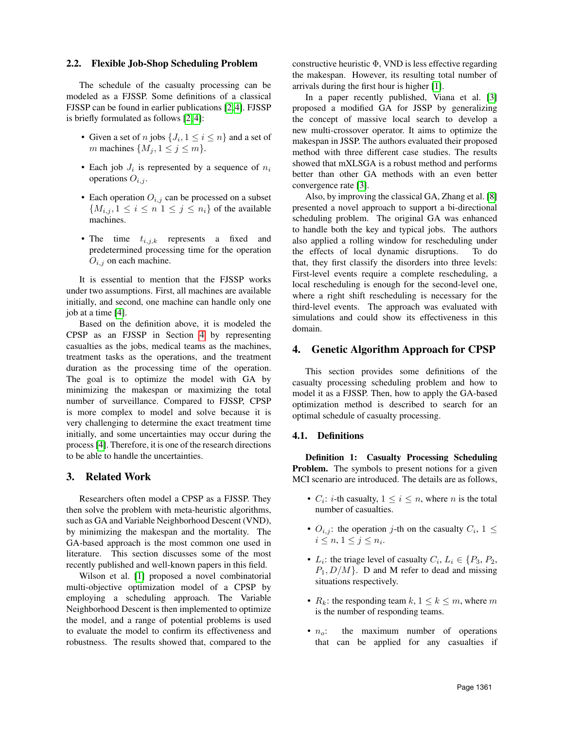### 2.2. Flexible Job-Shop Scheduling Problem

The schedule of the casualty processing can be modeled as a FJSSP. Some definitions of a classical FJSSP can be found in earlier publications [2,4]. FJSSP is briefly formulated as follows [2,4]:

- Given a set of $n$ jobs $\{J_i, 1 \leq i \leq n\}$ and a set of $m$ machines $\{M_j, 1 \leq j \leq m\}$.
- Each job $J_i$ is represented by a sequence of $n_i$ operations $O_{i,j}$.
- Each operation $O_{i,j}$ can be processed on a subset $\{M_{i,j}, 1 \leq i \leq n \ 1 \leq j \leq n_i\}$ of the available machines.
- The time $t_{i,j,k}$ represents a fixed and predetermined processing time for the operation $O_{i,j}$ on each machine.

It is essential to mention that the FJSSP works under two assumptions. First, all machines are available initially, and second, one machine can handle only one job at a time [4].

Based on the definition above, it is modeled the CPSP as an FJSSP in Section 4 by representing casualties as the jobs, medical teams as the machines, treatment tasks as the operations, and the treatment duration as the processing time of the operation. The goal is to optimize the model with GA by minimizing the makespan or maximizing the total number of surveillance. Compared to FJSSP, CPSP is more complex to model and solve because it is very challenging to determine the exact treatment time initially, and some uncertainties may occur during the process [4]. Therefore, it is one of the research directions to be able to handle the uncertainties.

## 3. Related Work

Researchers often model a CPSP as a FJSSP. They then solve the problem with meta-heuristic algorithms, such as GA and Variable Neighborhood Descent (VND), by minimizing the makespan and the mortality. The GA-based approach is the most common one used in literature. This section discusses some of the most recently published and well-known papers in this field.

Wilson et al. [1] proposed a novel combinatorial multi-objective optimization model of a CPSP by employing a scheduling approach. The Variable Neighborhood Descent is then implemented to optimize the model, and a range of potential problems is used to evaluate the model to confirm its effectiveness and robustness. The results showed that, compared to the constructive heuristic $\Phi$, VND is less effective regarding the makespan. However, its resulting total number of arrivals during the first hour is higher [1].

In a paper recently published, Viana et al. [3] proposed a modified GA for JSSP by generalizing the concept of massive local search to develop a new multi-crossover operator. It aims to optimize the makespan in JSSP. The authors evaluated their proposed method with three different case studies. The results showed that mXLSGA is a robust method and performs better than other GA methods with an even better convergence rate [3].

Also, by improving the classical GA, Zhang et al. [8] presented a novel approach to support a bi-directional scheduling problem. The original GA was enhanced to handle both the key and typical jobs. The authors also applied a rolling window for rescheduling under the effects of local dynamic disruptions. To do that, they first classify the disorders into three levels: First-level events require a complete rescheduling, a local rescheduling is enough for the second-level one, where a right shift rescheduling is necessary for the third-level events. The approach was evaluated with simulations and could show its effectiveness in this domain.

## 4. Genetic Algorithm Approach for CPSP

This section provides some definitions of the casualty processing scheduling problem and how to model it as a FJSSP. Then, how to apply the GA-based optimization method is described to search for an optimal schedule of casualty processing.

### 4.1. Definitions

**Definition 1: Casualty Processing Scheduling Problem.** The symbols to present notions for a given MCI scenario are introduced. The details are as follows,

- $C_i$: $i$-th casualty, $1 \leq i \leq n$, where $n$ is the total number of casualties.
- $O_{i,j}$: the operation $j$-th on the casualty $C_i$, $1 \leq i \leq n, 1 \leq j \leq n_i$.
- $L_i$: the triage level of casualty $C_i$, $L_i \in \{P_3, P_2, P_1, D/M\}$. D and M refer to dead and missing situations respectively.
- $R_k$: the responding team $k$, $1 \leq k \leq m$, where $m$ is the number of responding teams.
- $n_o$: the maximum number of operations that can be applied for any casualties if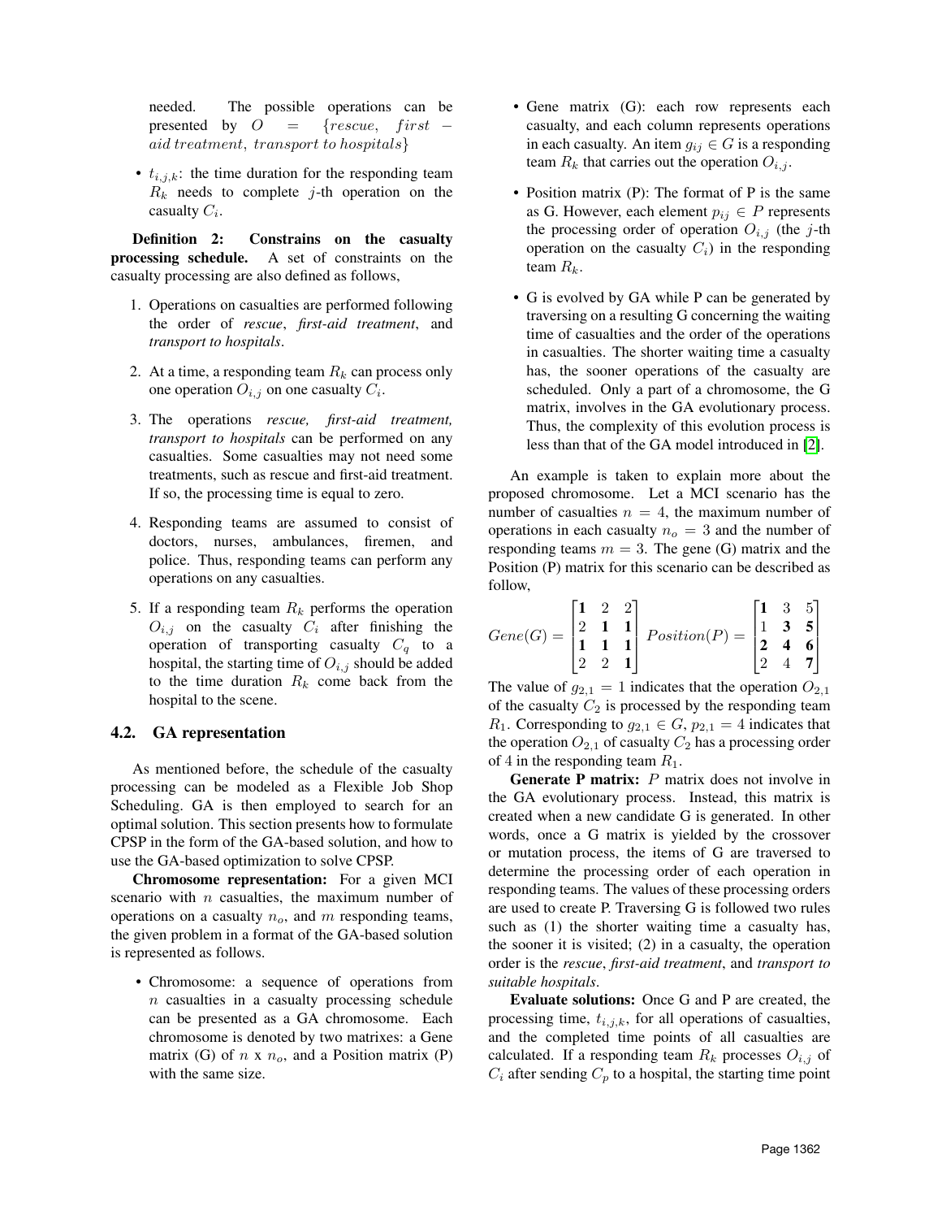needed. The possible operations can be presented by $O = \{rescue,\ first-aid\ treatment,\ transport\ to\ hospitals\}$

- $t_{i,j,k}$: the time duration for the responding team $R_k$ needs to complete $j$-th operation on the casualty $C_i$.

**Definition 2: Constrains on the casualty processing schedule.** A set of constraints on the casualty processing are also defined as follows,

1. Operations on casualties are performed following the order of *rescue*, *first-aid treatment*, and *transport to hospitals*.
2. At a time, a responding team $R_k$ can process only one operation $O_{i,j}$ on one casualty $C_i$.
3. The operations *rescue, first-aid treatment, transport to hospitals* can be performed on any casualties. Some casualties may not need some treatments, such as rescue and first-aid treatment. If so, the processing time is equal to zero.
4. Responding teams are assumed to consist of doctors, nurses, ambulances, firemen, and police. Thus, responding teams can perform any operations on any casualties.
5. If a responding team $R_k$ performs the operation $O_{i,j}$ on the casualty $C_i$ after finishing the operation of transporting casualty $C_q$ to a hospital, the starting time of $O_{i,j}$ should be added to the time duration $R_k$ come back from the hospital to the scene.

### 4.2. GA representation

As mentioned before, the schedule of the casualty processing can be modeled as a Flexible Job Shop Scheduling. GA is then employed to search for an optimal solution. This section presents how to formulate CPSP in the form of the GA-based solution, and how to use the GA-based optimization to solve CPSP.

**Chromosome representation:** For a given MCI scenario with $n$ casualties, the maximum number of operations on a casualty $n_o$, and $m$ responding teams, the given problem in a format of the GA-based solution is represented as follows.

- Chromosome: a sequence of operations from $n$ casualties in a casualty processing schedule can be presented as a GA chromosome. Each chromosome is denoted by two matrixes: a Gene matrix (G) of $n$ x $n_o$, and a Position matrix (P) with the same size.
- Gene matrix (G): each row represents each casualty, and each column represents operations in each casualty. An item $g_{ij} \in G$ is a responding team $R_k$ that carries out the operation $O_{i,j}$.
- Position matrix (P): The format of P is the same as G. However, each element $p_{ij} \in P$ represents the processing order of operation $O_{i,j}$ (the $j$-th operation on the casualty $C_i$) in the responding team $R_k$.
- G is evolved by GA while P can be generated by traversing on a resulting G concerning the waiting time of casualties and the order of the operations in casualties. The shorter waiting time a casualty has, the sooner operations of the casualty are scheduled. Only a part of a chromosome, the G matrix, involves in the GA evolutionary process. Thus, the complexity of this evolution process is less than that of the GA model introduced in [2].

An example is taken to explain more about the proposed chromosome. Let a MCI scenario has the number of casualties $n = 4$, the maximum number of operations in each casualty $n_o = 3$ and the number of responding teams $m = 3$. The gene (G) matrix and the Position (P) matrix for this scenario can be described as follow,

$$Gene(G) = \begin{bmatrix} \mathbf{1} & 2 & 2 \\ 2 & \mathbf{1} & \mathbf{1} \\ \mathbf{1} & \mathbf{1} & \mathbf{1} \\ 2 & 2 & \mathbf{1} \end{bmatrix} \; Position(P) = \begin{bmatrix} \mathbf{1} & 3 & 5 \\ 1 & \mathbf{3} & \mathbf{5} \\ \mathbf{2} & \mathbf{4} & \mathbf{6} \\ 2 & 4 & \mathbf{7} \end{bmatrix}$$

The value of $g_{2,1} = 1$ indicates that the operation $O_{2,1}$ of the casualty $C_2$ is processed by the responding team $R_1$. Corresponding to $g_{2,1} \in G$, $p_{2,1} = 4$ indicates that the operation $O_{2,1}$ of casualty $C_2$ has a processing order of 4 in the responding team $R_1$.

**Generate P matrix:** $P$ matrix does not involve in the GA evolutionary process. Instead, this matrix is created when a new candidate G is generated. In other words, once a G matrix is yielded by the crossover or mutation process, the items of G are traversed to determine the processing order of each operation in responding teams. The values of these processing orders are used to create P. Traversing G is followed two rules such as (1) the shorter waiting time a casualty has, the sooner it is visited; (2) in a casualty, the operation order is the *rescue*, *first-aid treatment*, and *transport to suitable hospitals*.

**Evaluate solutions:** Once G and P are created, the processing time, $t_{i,j,k}$, for all operations of casualties, and the completed time points of all casualties are calculated. If a responding team $R_k$ processes $O_{i,j}$ of $C_i$ after sending $C_p$ to a hospital, the starting time point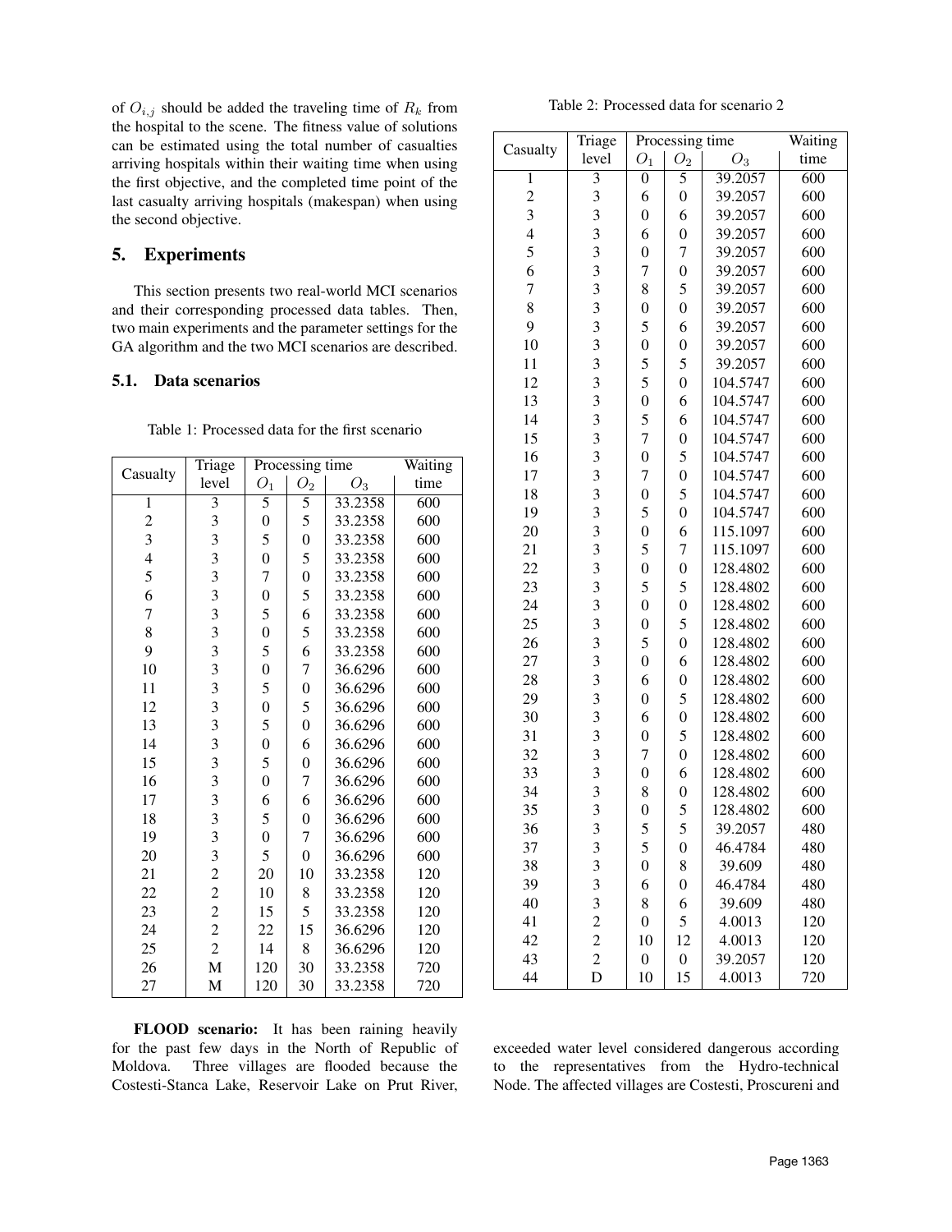of $O_{i,j}$ should be added the traveling time of $R_k$ from the hospital to the scene. The fitness value of solutions can be estimated using the total number of casualties arriving hospitals within their waiting time when using the first objective, and the completed time point of the last casualty arriving hospitals (makespan) when using the second objective.

## 5. Experiments

This section presents two real-world MCI scenarios and their corresponding processed data tables. Then, two main experiments and the parameter settings for the GA algorithm and the two MCI scenarios are described.

### 5.1. Data scenarios

Table 1: Processed data for the first scenario

| Casualty | Triage level | Processing time | | | Waiting time |
|---|---|---|---|---|---|
| | | $O_1$ | $O_2$ | $O_3$ | |
| 1 | 3 | 5 | 5 | 33.2358 | 600 |
| 2 | 3 | 0 | 5 | 33.2358 | 600 |
| 3 | 3 | 5 | 0 | 33.2358 | 600 |
| 4 | 3 | 0 | 5 | 33.2358 | 600 |
| 5 | 3 | 7 | 0 | 33.2358 | 600 |
| 6 | 3 | 0 | 5 | 33.2358 | 600 |
| 7 | 3 | 5 | 6 | 33.2358 | 600 |
| 8 | 3 | 0 | 5 | 33.2358 | 600 |
| 9 | 3 | 5 | 6 | 33.2358 | 600 |
| 10 | 3 | 0 | 7 | 36.6296 | 600 |
| 11 | 3 | 5 | 0 | 36.6296 | 600 |
| 12 | 3 | 0 | 5 | 36.6296 | 600 |
| 13 | 3 | 5 | 0 | 36.6296 | 600 |
| 14 | 3 | 0 | 6 | 36.6296 | 600 |
| 15 | 3 | 5 | 0 | 36.6296 | 600 |
| 16 | 3 | 0 | 7 | 36.6296 | 600 |
| 17 | 3 | 6 | 6 | 36.6296 | 600 |
| 18 | 3 | 5 | 0 | 36.6296 | 600 |
| 19 | 3 | 0 | 7 | 36.6296 | 600 |
| 20 | 3 | 5 | 0 | 36.6296 | 600 |
| 21 | 2 | 20 | 10 | 33.2358 | 120 |
| 22 | 2 | 10 | 8 | 33.2358 | 120 |
| 23 | 2 | 15 | 5 | 33.2358 | 120 |
| 24 | 2 | 22 | 15 | 36.6296 | 120 |
| 25 | 2 | 14 | 8 | 36.6296 | 120 |
| 26 | M | 120 | 30 | 33.2358 | 720 |
| 27 | M | 120 | 30 | 33.2358 | 720 |

**FLOOD scenario:** It has been raining heavily for the past few days in the North of Republic of Moldova. Three villages are flooded because the Costesti-Stanca Lake, Reservoir Lake on Prut River, exceeded water level considered dangerous according to the representatives from the Hydro-technical Node. The affected villages are Costesti, Proscureni and

Table 2: Processed data for scenario 2

| Casualty | Triage level | Processing time | | | Waiting time |
|---|---|---|---|---|---|
| | | $O_1$ | $O_2$ | $O_3$ | |
| 1 | 3 | 0 | 5 | 39.2057 | 600 |
| 2 | 3 | 6 | 0 | 39.2057 | 600 |
| 3 | 3 | 0 | 6 | 39.2057 | 600 |
| 4 | 3 | 6 | 0 | 39.2057 | 600 |
| 5 | 3 | 0 | 7 | 39.2057 | 600 |
| 6 | 3 | 7 | 0 | 39.2057 | 600 |
| 7 | 3 | 8 | 5 | 39.2057 | 600 |
| 8 | 3 | 0 | 0 | 39.2057 | 600 |
| 9 | 3 | 5 | 6 | 39.2057 | 600 |
| 10 | 3 | 0 | 0 | 39.2057 | 600 |
| 11 | 3 | 5 | 5 | 39.2057 | 600 |
| 12 | 3 | 5 | 0 | 104.5747 | 600 |
| 13 | 3 | 0 | 6 | 104.5747 | 600 |
| 14 | 3 | 5 | 6 | 104.5747 | 600 |
| 15 | 3 | 7 | 0 | 104.5747 | 600 |
| 16 | 3 | 0 | 5 | 104.5747 | 600 |
| 17 | 3 | 7 | 0 | 104.5747 | 600 |
| 18 | 3 | 0 | 5 | 104.5747 | 600 |
| 19 | 3 | 5 | 0 | 104.5747 | 600 |
| 20 | 3 | 0 | 6 | 115.1097 | 600 |
| 21 | 3 | 5 | 7 | 115.1097 | 600 |
| 22 | 3 | 0 | 0 | 128.4802 | 600 |
| 23 | 3 | 5 | 5 | 128.4802 | 600 |
| 24 | 3 | 0 | 0 | 128.4802 | 600 |
| 25 | 3 | 0 | 5 | 128.4802 | 600 |
| 26 | 3 | 5 | 0 | 128.4802 | 600 |
| 27 | 3 | 0 | 6 | 128.4802 | 600 |
| 28 | 3 | 6 | 0 | 128.4802 | 600 |
| 29 | 3 | 0 | 5 | 128.4802 | 600 |
| 30 | 3 | 6 | 0 | 128.4802 | 600 |
| 31 | 3 | 0 | 5 | 128.4802 | 600 |
| 32 | 3 | 7 | 0 | 128.4802 | 600 |
| 33 | 3 | 0 | 6 | 128.4802 | 600 |
| 34 | 3 | 8 | 0 | 128.4802 | 600 |
| 35 | 3 | 0 | 5 | 128.4802 | 600 |
| 36 | 3 | 5 | 5 | 39.2057 | 480 |
| 37 | 3 | 5 | 0 | 46.4784 | 480 |
| 38 | 3 | 0 | 8 | 39.609 | 480 |
| 39 | 3 | 6 | 0 | 46.4784 | 480 |
| 40 | 3 | 8 | 6 | 39.609 | 480 |
| 41 | 2 | 0 | 5 | 4.0013 | 120 |
| 42 | 2 | 10 | 12 | 4.0013 | 120 |
| 43 | 2 | 0 | 0 | 39.2057 | 120 |
| 44 | D | 10 | 15 | 4.0013 | 720 |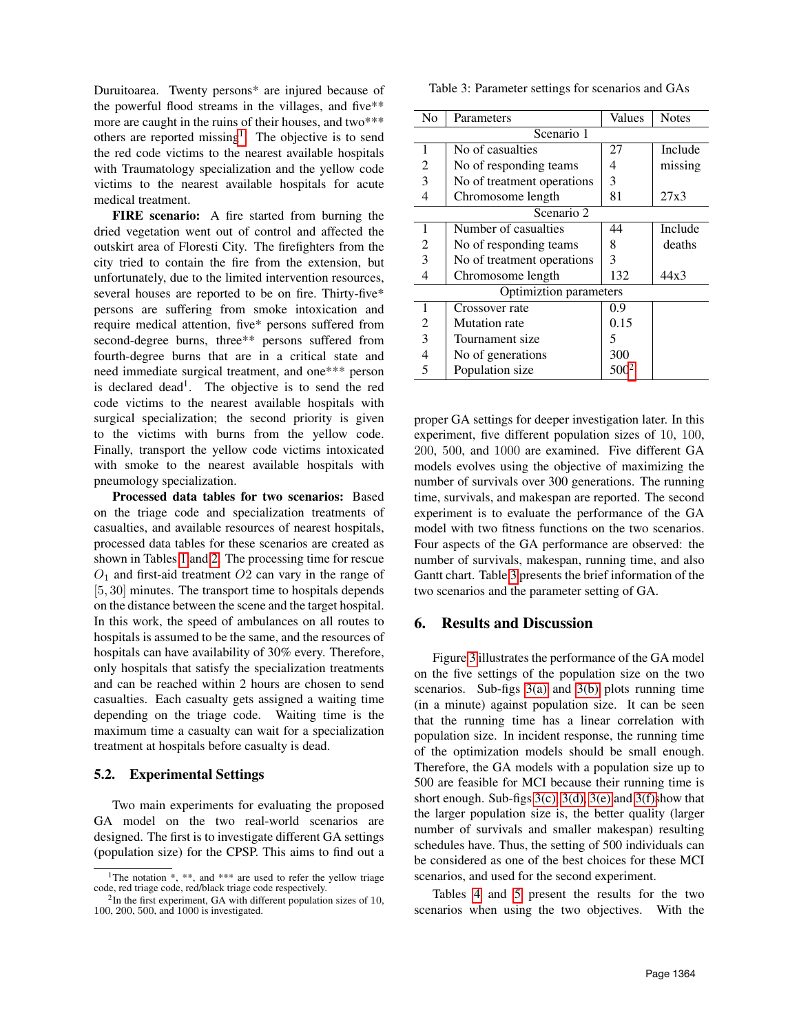Duruitoarea. Twenty persons* are injured because of the powerful flood streams in the villages, and five** more are caught in the ruins of their houses, and two*** others are reported missing[1]. The objective is to send the red code victims to the nearest available hospitals with Traumatology specialization and the yellow code victims to the nearest available hospitals for acute medical treatment.

**FIRE scenario:** A fire started from burning the dried vegetation went out of control and affected the outskirt area of Floresti City. The firefighters from the city tried to contain the fire from the extension, but unfortunately, due to the limited intervention resources, several houses are reported to be on fire. Thirty-five* persons are suffering from smoke intoxication and require medical attention, five* persons suffered from second-degree burns, three** persons suffered from fourth-degree burns that are in a critical state and need immediate surgical treatment, and one*** person is declared dead[1]. The objective is to send the red code victims to the nearest available hospitals with surgical specialization; the second priority is given to the victims with burns from the yellow code. Finally, transport the yellow code victims intoxicated with smoke to the nearest available hospitals with pneumology specialization.

**Processed data tables for two scenarios:** Based on the triage code and specialization treatments of casualties, and available resources of nearest hospitals, processed data tables for these scenarios are created as shown in Tables 1 and 2. The processing time for rescue $O_1$ and first-aid treatment $O2$ can vary in the range of $[5, 30]$ minutes. The transport time to hospitals depends on the distance between the scene and the target hospital. In this work, the speed of ambulances on all routes to hospitals is assumed to be the same, and the resources of hospitals can have availability of 30% every. Therefore, only hospitals that satisfy the specialization treatments and can be reached within 2 hours are chosen to send casualties. Each casualty gets assigned a waiting time depending on the triage code. Waiting time is the maximum time a casualty can wait for a specialization treatment at hospitals before casualty is dead.

### 5.2. Experimental Settings

Two main experiments for evaluating the proposed GA model on the two real-world scenarios are designed. The first is to investigate different GA settings (population size) for the CPSP. This aims to find out a proper GA settings for deeper investigation later. In this experiment, five different population sizes of 10, 100, 200, 500, and 1000 are examined. Five different GA models evolves using the objective of maximizing the number of survivals over 300 generations. The running time, survivals, and makespan are reported. The second experiment is to evaluate the performance of the GA model with two fitness functions on the two scenarios. Four aspects of the GA performance are observed: the number of survivals, makespan, running time, and also Gantt chart. Table 3 presents the brief information of the two scenarios and the parameter setting of GA.

Table 3: Parameter settings for scenarios and GAs

| No | Parameters | Values | Notes |
|---|---|---|---|
| | Scenario 1 | | |
| 1 | No of casualties | 27 | Include |
| 2 | No of responding teams | 4 | missing |
| 3 | No of treatment operations | 3 | |
| 4 | Chromosome length | 81 | 27x3 |
| | Scenario 2 | | |
| 1 | Number of casualties | 44 | Include |
| 2 | No of responding teams | 8 | deaths |
| 3 | No of treatment operations | 3 | |
| 4 | Chromosome length | 132 | 44x3 |
| | Optimization parameters | | |
| 1 | Crossover rate | 0.9 | |
| 2 | Mutation rate | 0.15 | |
| 3 | Tournament size | 5 | |
| 4 | No of generations | 300 | |
| 5 | Population size | 500[2] | |

## 6. Results and Discussion

Figure 3 illustrates the performance of the GA model on the five settings of the population size on the two scenarios. Sub-figs 3(a) and 3(b) plots running time (in a minute) against population size. It can be seen that the running time has a linear correlation with population size. In incident response, the running time of the optimization models should be small enough. Therefore, the GA models with a population size up to 500 are feasible for MCI because their running time is short enough. Sub-figs 3(c), 3(d), 3(e) and 3(f) show that the larger population size is, the better quality (larger number of survivals and smaller makespan) resulting schedules have. Thus, the setting of 500 individuals can be considered as one of the best choices for these MCI scenarios, and used for the second experiment.

Tables 4 and 5 present the results for the two scenarios when using the two objectives. With the

---

[1] The notation *, **, and *** are used to refer the yellow triage code, red triage code, red/black triage code respectively.

[2] In the first experiment, GA with different population sizes of 10, 100, 200, 500, and 1000 is investigated.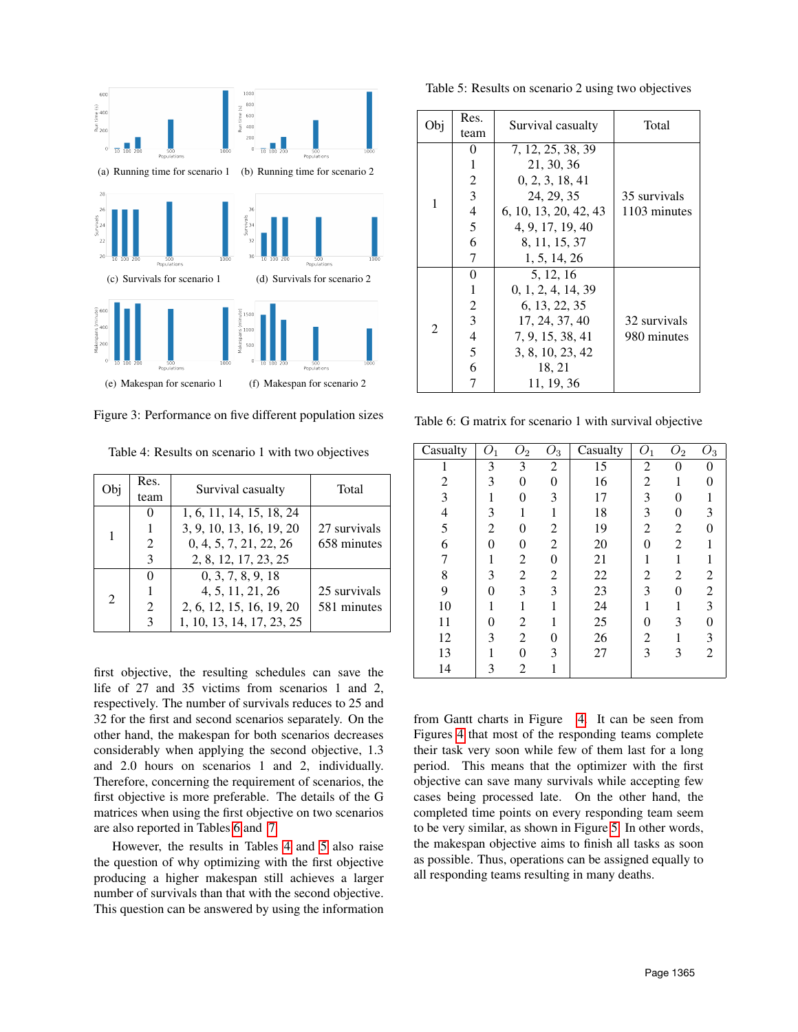(a) Running time for scenario 1 (b) Running time for scenario 2

(c) Survivals for scenario 1 (d) Survivals for scenario 2

(e) Makespan for scenario 1 (f) Makespan for scenario 2

Figure 3: Performance on five different population sizes

Table 4: Results on scenario 1 with two objectives

| Obj | Res. team | Survival casualty | Total |
|---|---|---|---|
| 1 | 0 | 1, 6, 11, 14, 15, 18, 24 | 27 survivals 658 minutes |
| | 1 | 3, 9, 10, 13, 16, 19, 20 | |
| | 2 | 0, 4, 5, 7, 21, 22, 26 | |
| | 3 | 2, 8, 12, 17, 23, 25 | |
| 2 | 0 | 0, 3, 7, 8, 9, 18 | 25 survivals 581 minutes |
| | 1 | 4, 5, 11, 21, 26 | |
| | 2 | 2, 6, 12, 15, 16, 19, 20 | |
| | 3 | 1, 10, 13, 14, 17, 23, 25 | |

first objective, the resulting schedules can save the life of 27 and 35 victims from scenarios 1 and 2, respectively. The number of survivals reduces to 25 and 32 for the first and second scenarios separately. On the other hand, the makespan for both scenarios decreases considerably when applying the second objective, 1.3 and 2.0 hours on scenarios 1 and 2, individually. Therefore, concerning the requirement of scenarios, the first objective is more preferable. The details of the G matrices when using the first objective on two scenarios are also reported in Tables 6 and 7.

However, the results in Tables 4 and 5 also raise the question of why optimizing with the first objective producing a higher makespan still achieves a larger number of survivals than that with the second objective. This question can be answered by using the information

Table 5: Results on scenario 2 using two objectives

| Obj | Res. team | Survival casualty | Total |
|---|---|---|---|
| 1 | 0 | 7, 12, 25, 38, 39 | 35 survivals 1103 minutes |
| | 1 | 21, 30, 36 | |
| | 2 | 0, 2, 3, 18, 41 | |
| | 3 | 24, 29, 35 | |
| | 4 | 6, 10, 13, 20, 42, 43 | |
| | 5 | 4, 9, 17, 19, 40 | |
| | 6 | 8, 11, 15, 37 | |
| | 7 | 1, 5, 14, 26 | |
| 2 | 0 | 5, 12, 16 | 32 survivals 980 minutes |
| | 1 | 0, 1, 2, 4, 14, 39 | |
| | 2 | 6, 13, 22, 35 | |
| | 3 | 17, 24, 37, 40 | |
| | 4 | 7, 9, 15, 38, 41 | |
| | 5 | 3, 8, 10, 23, 42 | |
| | 6 | 18, 21 | |
| | 7 | 11, 19, 36 | |

Table 6: G matrix for scenario 1 with survival objective

| Casualty | $O_1$ | $O_2$ | $O_3$ | Casualty | $O_1$ | $O_2$ | $O_3$ |
|---|---|---|---|---|---|---|---|
| 1 | 3 | 3 | 2 | 15 | 2 | 0 | 0 |
| 2 | 3 | 0 | 0 | 16 | 2 | 1 | 0 |
| 3 | 1 | 0 | 3 | 17 | 3 | 0 | 1 |
| 4 | 3 | 1 | 1 | 18 | 3 | 0 | 3 |
| 5 | 2 | 0 | 2 | 19 | 2 | 2 | 0 |
| 6 | 0 | 0 | 2 | 20 | 0 | 2 | 1 |
| 7 | 1 | 2 | 0 | 21 | 1 | 1 | 1 |
| 8 | 3 | 2 | 2 | 22 | 2 | 2 | 2 |
| 9 | 0 | 3 | 3 | 23 | 3 | 0 | 2 |
| 10 | 1 | 1 | 1 | 24 | 1 | 1 | 3 |
| 11 | 0 | 2 | 1 | 25 | 0 | 3 | 0 |
| 12 | 3 | 2 | 0 | 26 | 2 | 1 | 3 |
| 13 | 1 | 0 | 3 | 27 | 3 | 3 | 2 |
| 14 | 3 | 2 | 1 | | | | |

from Gantt charts in Figure 4. It can be seen from Figures 4 that most of the responding teams complete their task very soon while few of them last for a long period. This means that the optimizer with the first objective can save many survivals while accepting few cases being processed late. On the other hand, the completed time points on every responding team seem to be very similar, as shown in Figure 5. In other words, the makespan objective aims to finish all tasks as soon as possible. Thus, operations can be assigned equally to all responding teams resulting in many deaths.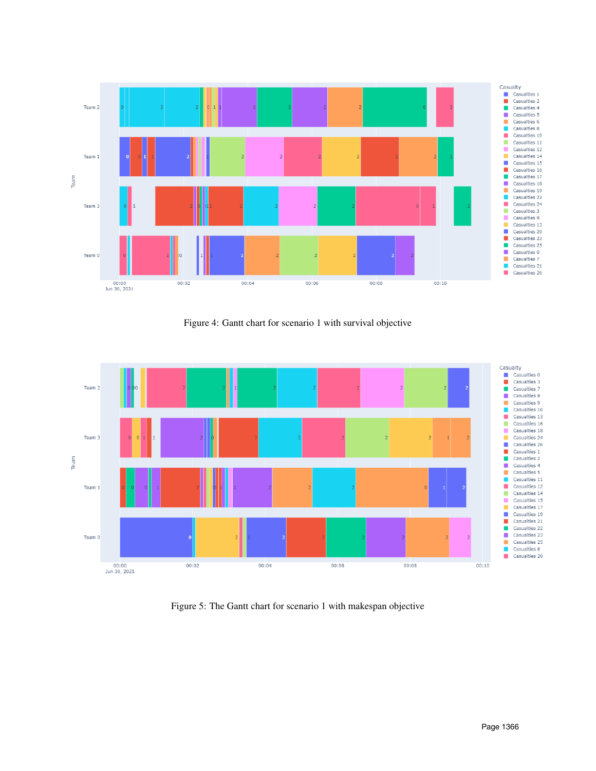Figure 4: Gantt chart for scenario 1 with survival objective

Figure 5: The Gantt chart for scenario 1 with makespan objective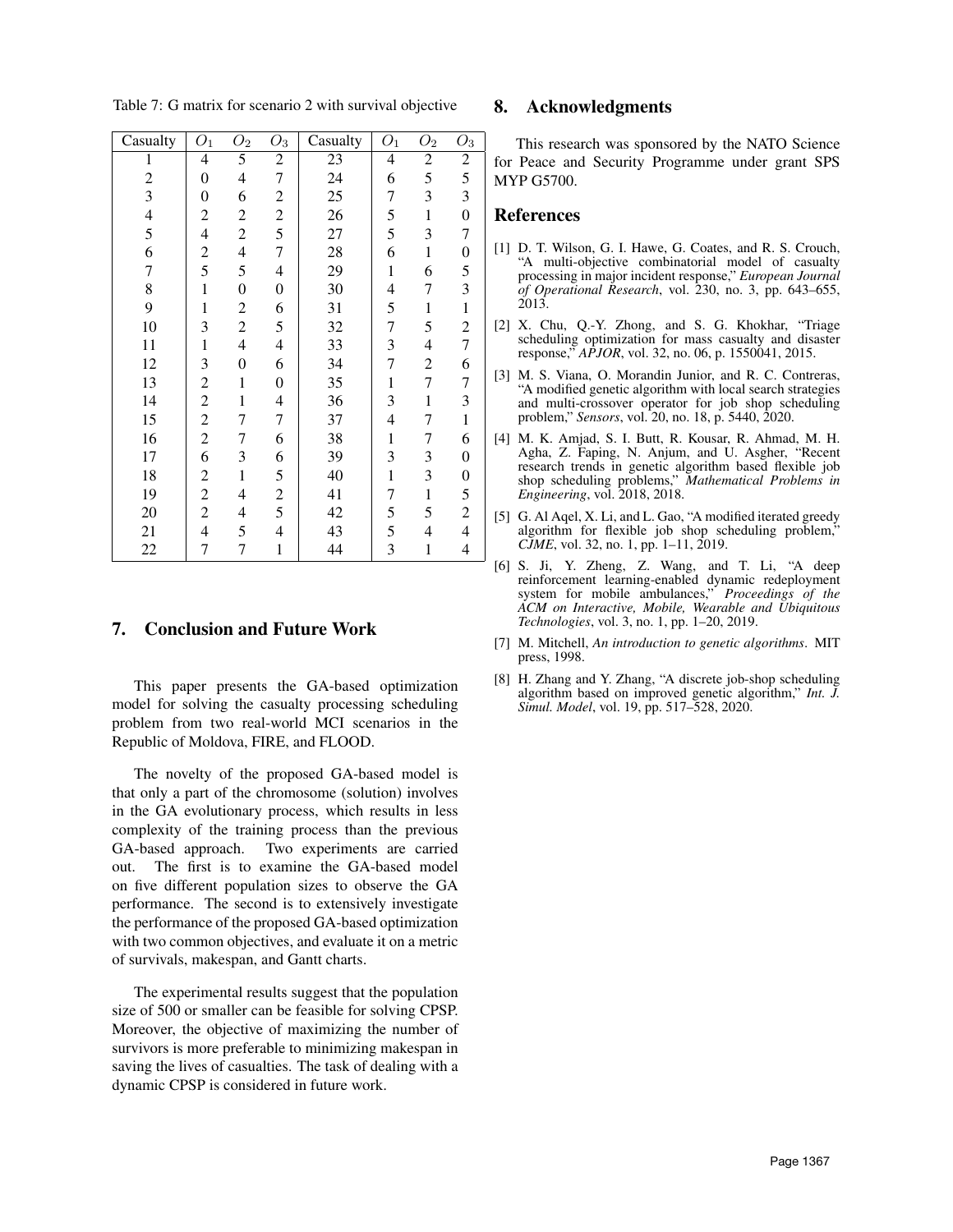Table 7: G matrix for scenario 2 with survival objective

| Casualty | $O_1$ | $O_2$ | $O_3$ | Casualty | $O_1$ | $O_2$ | $O_3$ |
|---|---|---|---|---|---|---|---|
| 1 | 4 | 5 | 2 | 23 | 4 | 2 | 2 |
| 2 | 0 | 4 | 7 | 24 | 6 | 5 | 5 |
| 3 | 0 | 6 | 2 | 25 | 7 | 3 | 3 |
| 4 | 2 | 2 | 2 | 26 | 5 | 1 | 0 |
| 5 | 4 | 2 | 5 | 27 | 5 | 3 | 7 |
| 6 | 2 | 4 | 7 | 28 | 6 | 1 | 0 |
| 7 | 5 | 5 | 4 | 29 | 1 | 6 | 5 |
| 8 | 1 | 0 | 0 | 30 | 4 | 7 | 3 |
| 9 | 1 | 2 | 6 | 31 | 5 | 1 | 1 |
| 10 | 3 | 2 | 5 | 32 | 7 | 5 | 2 |
| 11 | 1 | 4 | 4 | 33 | 3 | 4 | 7 |
| 12 | 3 | 0 | 6 | 34 | 7 | 2 | 6 |
| 13 | 2 | 1 | 0 | 35 | 1 | 7 | 7 |
| 14 | 2 | 1 | 4 | 36 | 3 | 1 | 3 |
| 15 | 2 | 7 | 7 | 37 | 4 | 7 | 1 |
| 16 | 2 | 7 | 6 | 38 | 1 | 7 | 6 |
| 17 | 6 | 3 | 6 | 39 | 3 | 3 | 0 |
| 18 | 2 | 1 | 5 | 40 | 1 | 3 | 0 |
| 19 | 2 | 4 | 2 | 41 | 7 | 1 | 5 |
| 20 | 2 | 4 | 5 | 42 | 5 | 5 | 2 |
| 21 | 4 | 5 | 4 | 43 | 5 | 4 | 4 |
| 22 | 7 | 7 | 1 | 44 | 3 | 1 | 4 |

## 7. Conclusion and Future Work

This paper presents the GA-based optimization model for solving the casualty processing scheduling problem from two real-world MCI scenarios in the Republic of Moldova, FIRE, and FLOOD.

The novelty of the proposed GA-based model is that only a part of the chromosome (solution) involves in the GA evolutionary process, which results in less complexity of the training process than the previous GA-based approach. Two experiments are carried out. The first is to examine the GA-based model on five different population sizes to observe the GA performance. The second is to extensively investigate the performance of the proposed GA-based optimization with two common objectives, and evaluate it on a metric of survivals, makespan, and Gantt charts.

The experimental results suggest that the population size of 500 or smaller can be feasible for solving CPSP. Moreover, the objective of maximizing the number of survivors is more preferable to minimizing makespan in saving the lives of casualties. The task of dealing with a dynamic CPSP is considered in future work.

## 8. Acknowledgments

This research was sponsored by the NATO Science for Peace and Security Programme under grant SPS MYP G5700.

## References

[1] D. T. Wilson, G. I. Hawe, G. Coates, and R. S. Crouch, "A multi-objective combinatorial model of casualty processing in major incident response," *European Journal of Operational Research*, vol. 230, no. 3, pp. 643–655, 2013.

[2] X. Chu, Q.-Y. Zhong, and S. G. Khokhar, "Triage scheduling optimization for mass casualty and disaster response," *APJOR*, vol. 32, no. 06, p. 1550041, 2015.

[3] M. S. Viana, O. Morandin Junior, and R. C. Contreras, "A modified genetic algorithm with local search strategies and multi-crossover operator for job shop scheduling problem," *Sensors*, vol. 20, no. 18, p. 5440, 2020.

[4] M. K. Amjad, S. I. Butt, R. Kousar, R. Ahmad, M. H. Agha, Z. Faping, N. Anjum, and U. Asgher, "Recent research trends in genetic algorithm based flexible job shop scheduling problems," *Mathematical Problems in Engineering*, vol. 2018, 2018.

[5] G. Al Aqel, X. Li, and L. Gao, "A modified iterated greedy algorithm for flexible job shop scheduling problem," *CJME*, vol. 32, no. 1, pp. 1–11, 2019.

[6] S. Ji, Y. Zheng, Z. Wang, and T. Li, "A deep reinforcement learning-enabled dynamic redeployment system for mobile ambulances," *Proceedings of the ACM on Interactive, Mobile, Wearable and Ubiquitous Technologies*, vol. 3, no. 1, pp. 1–20, 2019.

[7] M. Mitchell, *An introduction to genetic algorithms*. MIT press, 1998.

[8] H. Zhang and Y. Zhang, "A discrete job-shop scheduling algorithm based on improved genetic algorithm," *Int. J. Simul. Model*, vol. 19, pp. 517–528, 2020.